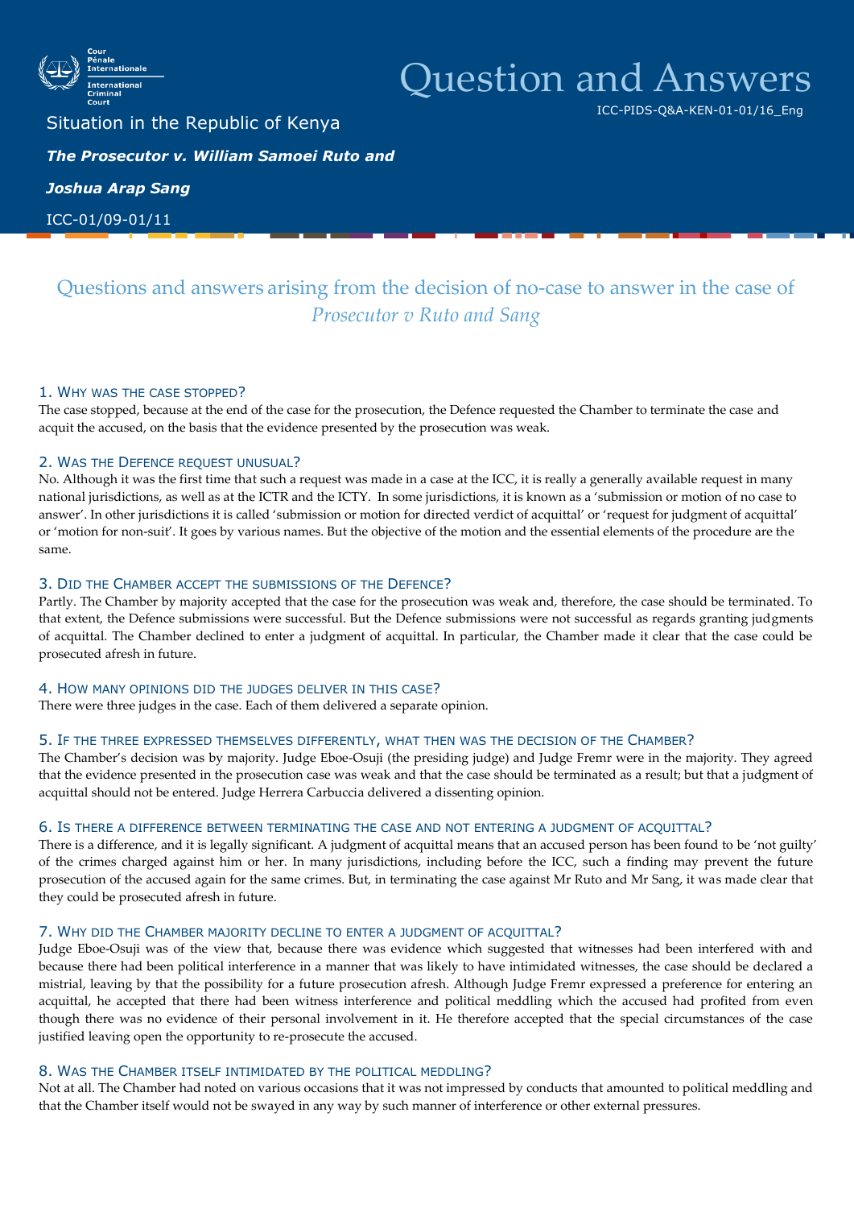Cour Pénale Internationale
International Criminal Court

# Question and Answers

ICC-PIDS-Q&A-KEN-01-01/16_Eng

Situation in the Republic of Kenya

***The Prosecutor v. William Samoei Ruto and Joshua Arap Sang***

ICC-01/09-01/11

## Questions and answers arising from the decision of no-case to answer in the case of *Prosecutor v Ruto and Sang*

### 1. Why was the case stopped?

The case stopped, because at the end of the case for the prosecution, the Defence requested the Chamber to terminate the case and acquit the accused, on the basis that the evidence presented by the prosecution was weak.

### 2. Was the Defence request unusual?

No. Although it was the first time that such a request was made in a case at the ICC, it is really a generally available request in many national jurisdictions, as well as at the ICTR and the ICTY. In some jurisdictions, it is known as a 'submission or motion of no case to answer'. In other jurisdictions it is called 'submission or motion for directed verdict of acquittal' or 'request for judgment of acquittal' or 'motion for non-suit'. It goes by various names. But the objective of the motion and the essential elements of the procedure are the same.

### 3. Did the Chamber accept the submissions of the Defence?

Partly. The Chamber by majority accepted that the case for the prosecution was weak and, therefore, the case should be terminated. To that extent, the Defence submissions were successful. But the Defence submissions were not successful as regards granting judgments of acquittal. The Chamber declined to enter a judgment of acquittal. In particular, the Chamber made it clear that the case could be prosecuted afresh in future.

### 4. How many opinions did the judges deliver in this case?

There were three judges in the case. Each of them delivered a separate opinion.

### 5. If the three expressed themselves differently, what then was the decision of the Chamber?

The Chamber's decision was by majority. Judge Eboe-Osuji (the presiding judge) and Judge Fremr were in the majority. They agreed that the evidence presented in the prosecution case was weak and that the case should be terminated as a result; but that a judgment of acquittal should not be entered. Judge Herrera Carbuccia delivered a dissenting opinion.

### 6. Is there a difference between terminating the case and not entering a judgment of acquittal?

There is a difference, and it is legally significant. A judgment of acquittal means that an accused person has been found to be 'not guilty' of the crimes charged against him or her. In many jurisdictions, including before the ICC, such a finding may prevent the future prosecution of the accused again for the same crimes. But, in terminating the case against Mr Ruto and Mr Sang, it was made clear that they could be prosecuted afresh in future.

### 7. Why did the Chamber majority decline to enter a judgment of acquittal?

Judge Eboe-Osuji was of the view that, because there was evidence which suggested that witnesses had been interfered with and because there had been political interference in a manner that was likely to have intimidated witnesses, the case should be declared a mistrial, leaving by that the possibility for a future prosecution afresh. Although Judge Fremr expressed a preference for entering an acquittal, he accepted that there had been witness interference and political meddling which the accused had profited from even though there was no evidence of their personal involvement in it. He therefore accepted that the special circumstances of the case justified leaving open the opportunity to re-prosecute the accused.

### 8. Was the Chamber itself intimidated by the political meddling?

Not at all. The Chamber had noted on various occasions that it was not impressed by conducts that amounted to political meddling and that the Chamber itself would not be swayed in any way by such manner of interference or other external pressures.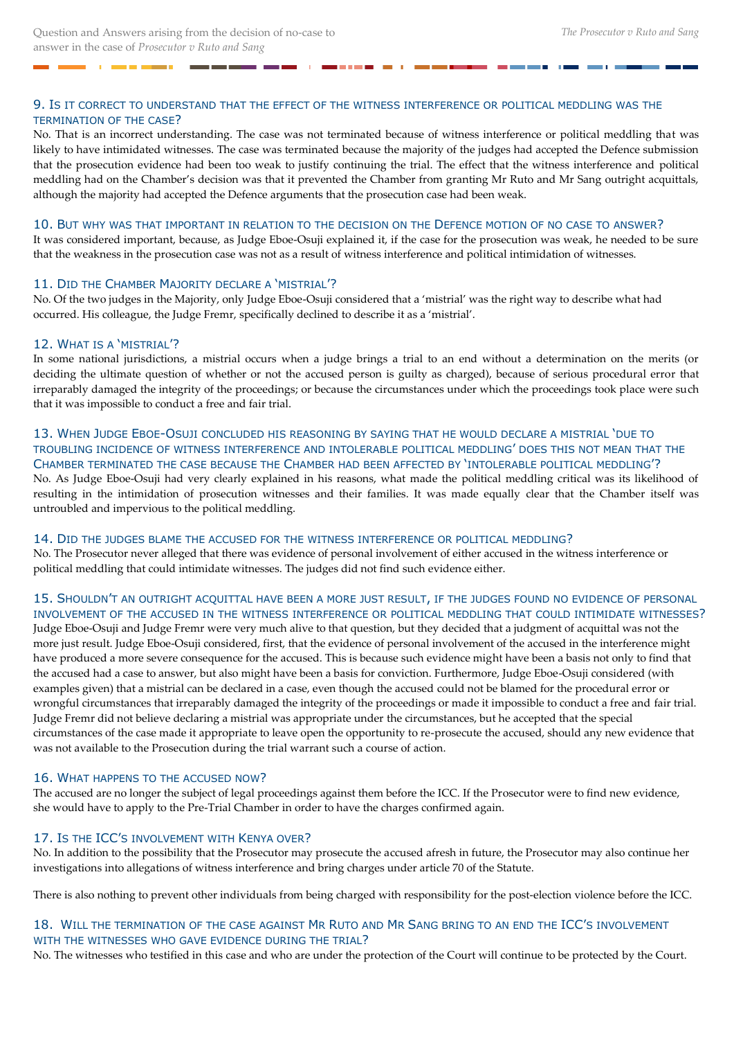### 9. Is it correct to understand that the effect of the witness interference or political meddling was the termination of the case?

No. That is an incorrect understanding. The case was not terminated because of witness interference or political meddling that was likely to have intimidated witnesses. The case was terminated because the majority of the judges had accepted the Defence submission that the prosecution evidence had been too weak to justify continuing the trial. The effect that the witness interference and political meddling had on the Chamber's decision was that it prevented the Chamber from granting Mr Ruto and Mr Sang outright acquittals, although the majority had accepted the Defence arguments that the prosecution case had been weak.

### 10. But why was that important in relation to the decision on the Defence motion of no case to answer?

It was considered important, because, as Judge Eboe-Osuji explained it, if the case for the prosecution was weak, he needed to be sure that the weakness in the prosecution case was not as a result of witness interference and political intimidation of witnesses.

### 11. Did the Chamber Majority declare a 'mistrial'?

No. Of the two judges in the Majority, only Judge Eboe-Osuji considered that a 'mistrial' was the right way to describe what had occurred. His colleague, the Judge Fremr, specifically declined to describe it as a 'mistrial'.

### 12. What is a 'mistrial'?

In some national jurisdictions, a mistrial occurs when a judge brings a trial to an end without a determination on the merits (or deciding the ultimate question of whether or not the accused person is guilty as charged), because of serious procedural error that irreparably damaged the integrity of the proceedings; or because the circumstances under which the proceedings took place were such that it was impossible to conduct a free and fair trial.

### 13. When Judge Eboe-Osuji concluded his reasoning by saying that he would declare a mistrial 'due to troubling incidence of witness interference and intolerable political meddling' does this not mean that the Chamber terminated the case because the Chamber had been affected by 'intolerable political meddling'?

No. As Judge Eboe-Osuji had very clearly explained in his reasons, what made the political meddling critical was its likelihood of resulting in the intimidation of prosecution witnesses and their families. It was made equally clear that the Chamber itself was untroubled and impervious to the political meddling.

### 14. Did the judges blame the accused for the witness interference or political meddling?

No. The Prosecutor never alleged that there was evidence of personal involvement of either accused in the witness interference or political meddling that could intimidate witnesses. The judges did not find such evidence either.

### 15. Shouldn't an outright acquittal have been a more just result, if the judges found no evidence of personal involvement of the accused in the witness interference or political meddling that could intimidate witnesses?

Judge Eboe-Osuji and Judge Fremr were very much alive to that question, but they decided that a judgment of acquittal was not the more just result. Judge Eboe-Osuji considered, first, that the evidence of personal involvement of the accused in the interference might have produced a more severe consequence for the accused. This is because such evidence might have been a basis not only to find that the accused had a case to answer, but also might have been a basis for conviction. Furthermore, Judge Eboe-Osuji considered (with examples given) that a mistrial can be declared in a case, even though the accused could not be blamed for the procedural error or wrongful circumstances that irreparably damaged the integrity of the proceedings or made it impossible to conduct a free and fair trial. Judge Fremr did not believe declaring a mistrial was appropriate under the circumstances, but he accepted that the special circumstances of the case made it appropriate to leave open the opportunity to re-prosecute the accused, should any new evidence that was not available to the Prosecution during the trial warrant such a course of action.

### 16. What happens to the accused now?

The accused are no longer the subject of legal proceedings against them before the ICC. If the Prosecutor were to find new evidence, she would have to apply to the Pre-Trial Chamber in order to have the charges confirmed again.

### 17. Is the ICC's involvement with Kenya over?

No. In addition to the possibility that the Prosecutor may prosecute the accused afresh in future, the Prosecutor may also continue her investigations into allegations of witness interference and bring charges under article 70 of the Statute.

There is also nothing to prevent other individuals from being charged with responsibility for the post-election violence before the ICC.

### 18. Will the termination of the case against Mr Ruto and Mr Sang bring to an end the ICC's involvement with the witnesses who gave evidence during the trial?

No. The witnesses who testified in this case and who are under the protection of the Court will continue to be protected by the Court.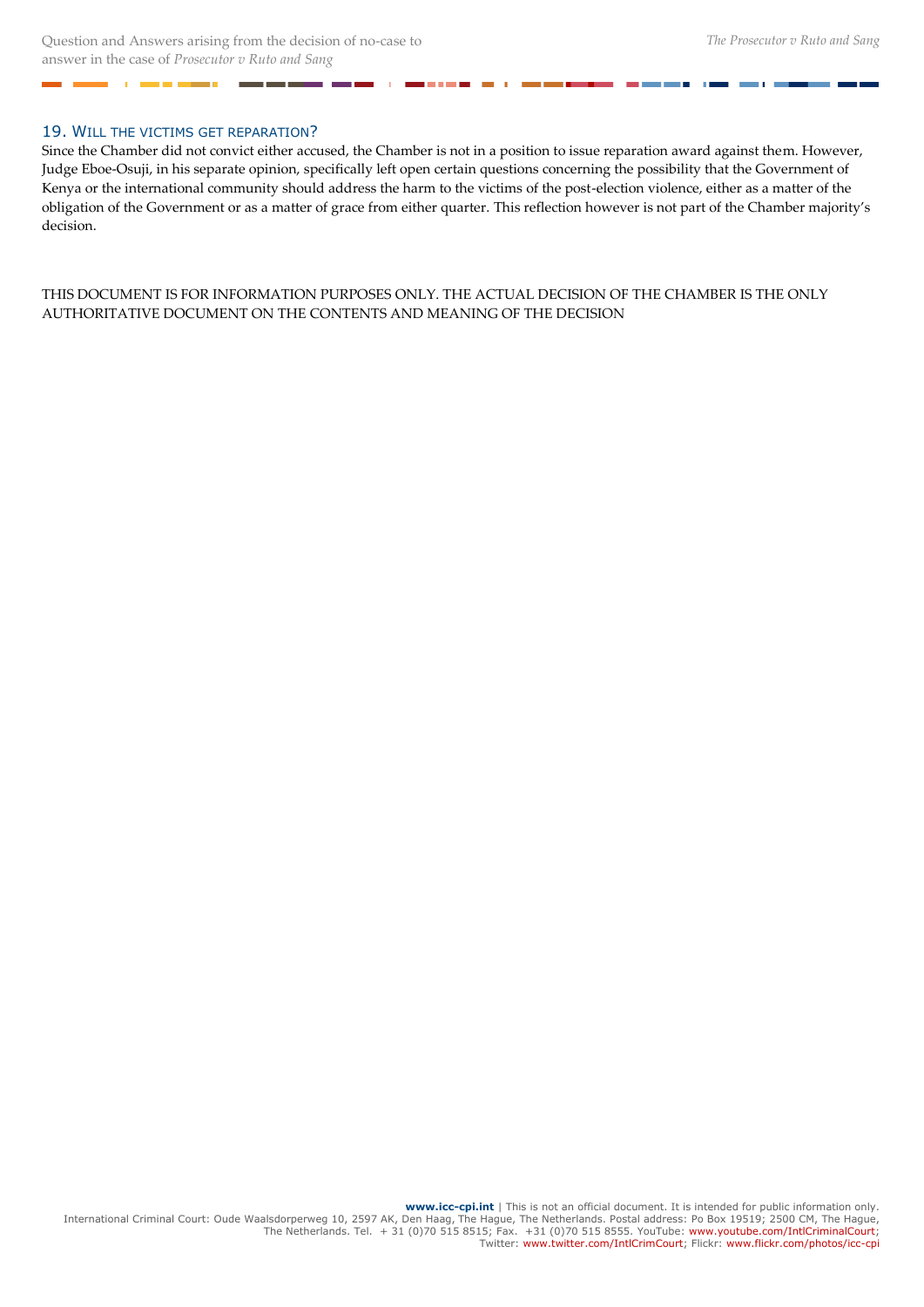## 19. Will the victims get reparation?

Since the Chamber did not convict either accused, the Chamber is not in a position to issue reparation award against them. However, Judge Eboe-Osuji, in his separate opinion, specifically left open certain questions concerning the possibility that the Government of Kenya or the international community should address the harm to the victims of the post-election violence, either as a matter of the obligation of the Government or as a matter of grace from either quarter. This reflection however is not part of the Chamber majority's decision.

THIS DOCUMENT IS FOR INFORMATION PURPOSES ONLY. THE ACTUAL DECISION OF THE CHAMBER IS THE ONLY AUTHORITATIVE DOCUMENT ON THE CONTENTS AND MEANING OF THE DECISION

**www.icc-cpi.int** | This is not an official document. It is intended for public information only.
International Criminal Court: Oude Waalsdorperweg 10, 2597 AK, Den Haag, The Hague, The Netherlands. Postal address: Po Box 19519; 2500 CM, The Hague, The Netherlands. Tel. + 31 (0)70 515 8515; Fax. +31 (0)70 515 8555. YouTube: www.youtube.com/IntlCriminalCourt; Twitter: www.twitter.com/IntlCrimCourt; Flickr: www.flickr.com/photos/icc-cpi